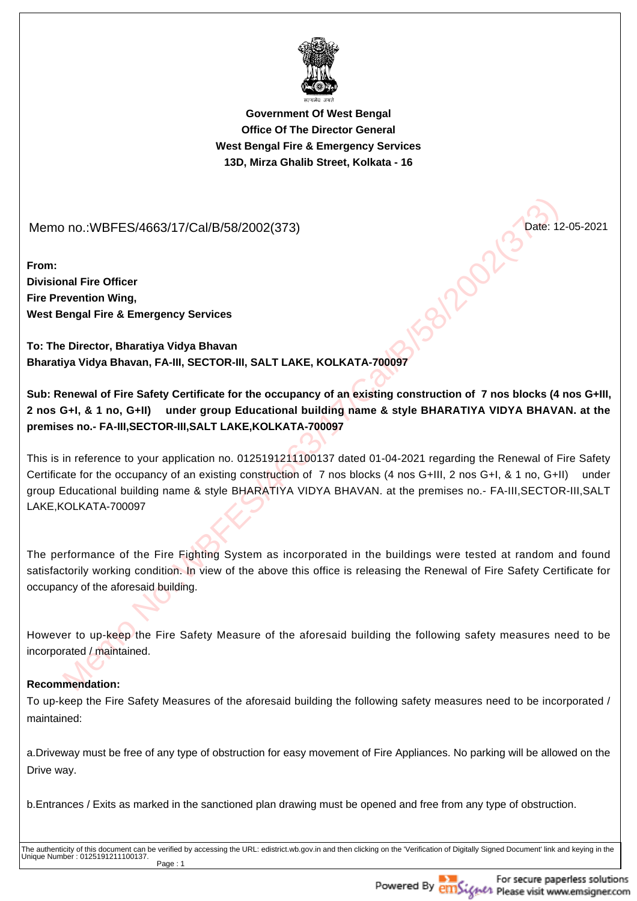**Government Of West Bengal**
**Office Of The Director General**
**West Bengal Fire & Emergency Services**
**13D, Mirza Ghalib Street, Kolkata - 16**

Memo no.:WBFES/4663/17/Cal/B/58/2002(373)

Date: 12-05-2021

**From:**
**Divisional Fire Officer**
**Fire Prevention Wing,**
**West Bengal Fire & Emergency Services**

**To: The Director, Bharatiya Vidya Bhavan**
**Bharatiya Vidya Bhavan, FA-III, SECTOR-III, SALT LAKE, KOLKATA-700097**

**Sub: Renewal of Fire Safety Certificate for the occupancy of an existing construction of 7 nos blocks (4 nos G+III, 2 nos G+I, & 1 no, G+II) under group Educational building name & style BHARATIYA VIDYA BHAVAN. at the premises no.- FA-III,SECTOR-III,SALT LAKE,KOLKATA-700097**

This is in reference to your application no. 0125191211100137 dated 01-04-2021 regarding the Renewal of Fire Safety Certificate for the occupancy of an existing construction of 7 nos blocks (4 nos G+III, 2 nos G+I, & 1 no, G+II) under group Educational building name & style BHARATIYA VIDYA BHAVAN. at the premises no.- FA-III,SECTOR-III,SALT LAKE,KOLKATA-700097

The performance of the Fire Fighting System as incorporated in the buildings were tested at random and found satisfactorily working condition. In view of the above this office is releasing the Renewal of Fire Safety Certificate for occupancy of the aforesaid building.

However to up-keep the Fire Safety Measure of the aforesaid building the following safety measures need to be incorporated / maintained.

**Recommendation:**

To up-keep the Fire Safety Measures of the aforesaid building the following safety measures need to be incorporated / maintained:

a.Driveway must be free of any type of obstruction for easy movement of Fire Appliances. No parking will be allowed on the Drive way.

b.Entrances / Exits as marked in the sanctioned plan drawing must be opened and free from any type of obstruction.

The authenticity of this document can be verified by accessing the URL: edistrict.wb.gov.in and then clicking on the 'Verification of Digitally Signed Document' link and keying in the Unique Number : 0125191211100137.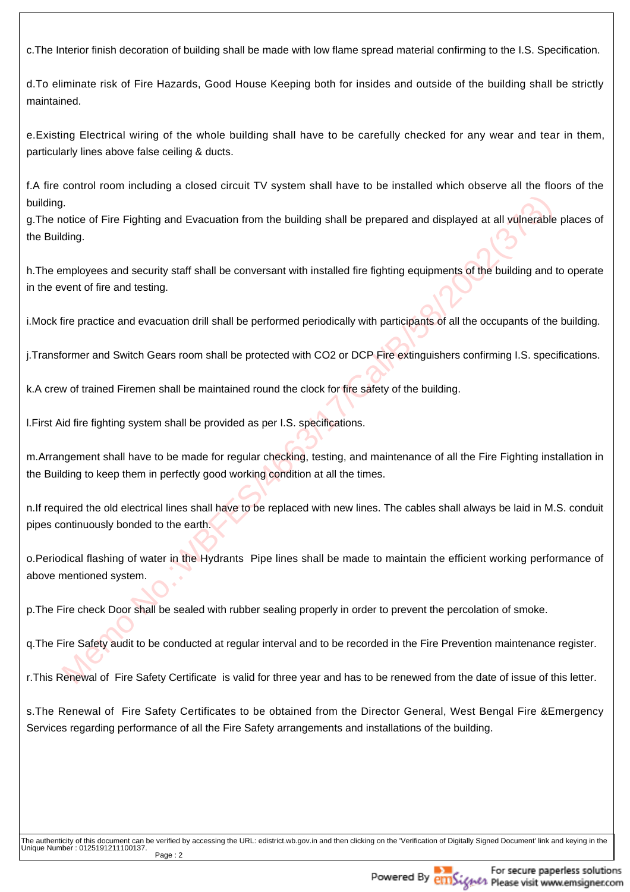c.The Interior finish decoration of building shall be made with low flame spread material confirming to the I.S. Specification.

d.To eliminate risk of Fire Hazards, Good House Keeping both for insides and outside of the building shall be strictly maintained.

e.Existing Electrical wiring of the whole building shall have to be carefully checked for any wear and tear in them, particularly lines above false ceiling & ducts.

f.A fire control room including a closed circuit TV system shall have to be installed which observe all the floors of the building.
g.The notice of Fire Fighting and Evacuation from the building shall be prepared and displayed at all vulnerable places of the Building.

h.The employees and security staff shall be conversant with installed fire fighting equipments of the building and to operate in the event of fire and testing.

i.Mock fire practice and evacuation drill shall be performed periodically with participants of all the occupants of the building.

j.Transformer and Switch Gears room shall be protected with $CO_2$ or DCP Fire extinguishers confirming I.S. specifications.

k.A crew of trained Firemen shall be maintained round the clock for fire safety of the building.

l.First Aid fire fighting system shall be provided as per I.S. specifications.

m.Arrangement shall have to be made for regular checking, testing, and maintenance of all the Fire Fighting installation in the Building to keep them in perfectly good working condition at all the times.

n.If required the old electrical lines shall have to be replaced with new lines. The cables shall always be laid in M.S. conduit pipes continuously bonded to the earth.

o.Periodical flashing of water in the Hydrants Pipe lines shall be made to maintain the efficient working performance of above mentioned system.

p.The Fire check Door shall be sealed with rubber sealing properly in order to prevent the percolation of smoke.

q.The Fire Safety audit to be conducted at regular interval and to be recorded in the Fire Prevention maintenance register.

r.This Renewal of Fire Safety Certificate is valid for three year and has to be renewed from the date of issue of this letter.

s.The Renewal of Fire Safety Certificates to be obtained from the Director General, West Bengal Fire &Emergency Services regarding performance of all the Fire Safety arrangements and installations of the building.

Memo No.:WBFES/4663/17/Cal/B/58/2002(3/3)

The authenticity of this document can be verified by accessing the URL: edistrict.wb.gov.in and then clicking on the 'Verification of Digitally Signed Document' link and keying in the Unique Number : 0125191211100137.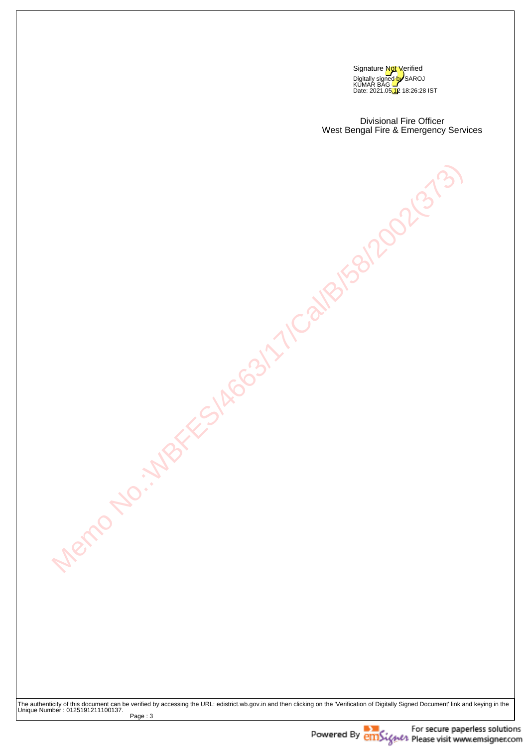Signature Not Verified
Digitally signed by SAROJ KUMAR BAG
Date: 2021.05.12 18:26:28 IST

Divisional Fire Officer
West Bengal Fire & Emergency Services

Memo No.:WBFES/4663/17/Cal/B/58/2002(373)

The authenticity of this document can be verified by accessing the URL: edistrict.wb.gov.in and then clicking on the 'Verification of Digitally Signed Document' link and keying in the Unique Number : 0125191211100137.